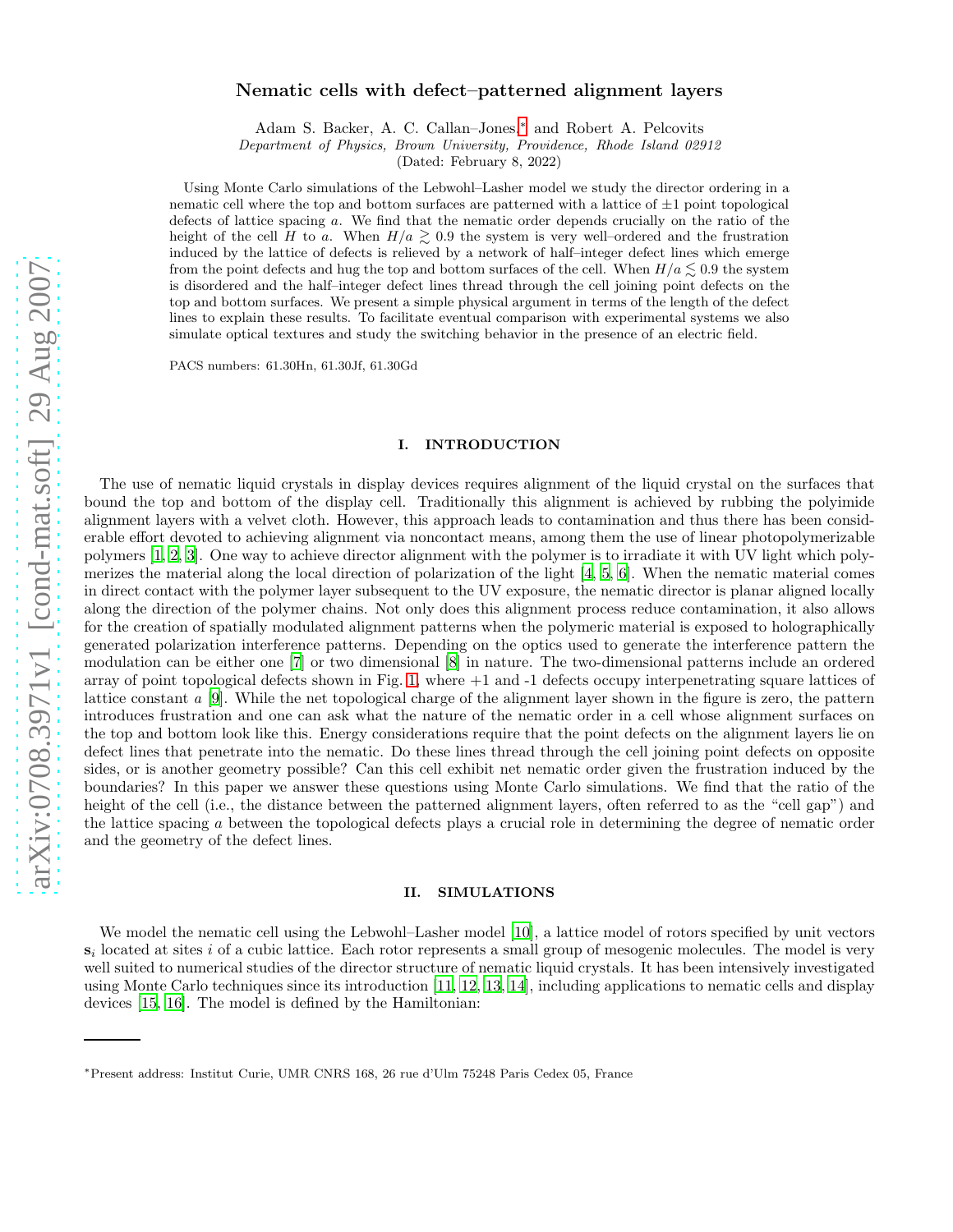# Nematic cells with defect–patterned alignment layers

Adam S. Backer, A. C. Callan–Jones,* and Robert A. Pelcovits

*Department of Physics, Brown University, Providence, Rhode Island 02912*

(Dated: February 8, 2022)

Using Monte Carlo simulations of the Lebwohl–Lasher model we study the director ordering in a nematic cell where the top and bottom surfaces are patterned with a lattice of ±1 point topological defects of lattice spacing $a$. We find that the nematic order depends crucially on the ratio of the height of the cell $H$ to $a$. When $H/a \gtrsim 0.9$ the system is very well–ordered and the frustration induced by the lattice of defects is relieved by a network of half–integer defect lines which emerge from the point defects and hug the top and bottom surfaces of the cell. When $H/a \lesssim 0.9$ the system is disordered and the half–integer defect lines thread through the cell joining point defects on the top and bottom surfaces. We present a simple physical argument in terms of the length of the defect lines to explain these results. To facilitate eventual comparison with experimental systems we also simulate optical textures and study the switching behavior in the presence of an electric field.

PACS numbers: 61.30Hn, 61.30Jf, 61.30Gd

## I. INTRODUCTION

The use of nematic liquid crystals in display devices requires alignment of the liquid crystal on the surfaces that bound the top and bottom of the display cell. Traditionally this alignment is achieved by rubbing the polyimide alignment layers with a velvet cloth. However, this approach leads to contamination and thus there has been considerable effort devoted to achieving alignment via noncontact means, among them the use of linear photopolymerizable polymers [1, 2, 3]. One way to achieve director alignment with the polymer is to irradiate it with UV light which polymerizes the material along the local direction of polarization of the light [4, 5, 6]. When the nematic material comes in direct contact with the polymer layer subsequent to the UV exposure, the nematic director is planar aligned locally along the direction of the polymer chains. Not only does this alignment process reduce contamination, it also allows for the creation of spatially modulated alignment patterns when the polymeric material is exposed to holographically generated polarization interference patterns. Depending on the optics used to generate the interference pattern the modulation can be either one [7] or two dimensional [8] in nature. The two-dimensional patterns include an ordered array of point topological defects shown in Fig. 1, where +1 and -1 defects occupy interpenetrating square lattices of lattice constant $a$ [9]. While the net topological charge of the alignment layer shown in the figure is zero, the pattern introduces frustration and one can ask what the nature of the nematic order in a cell whose alignment surfaces on the top and bottom look like this. Energy considerations require that the point defects on the alignment layers lie on defect lines that penetrate into the nematic. Do these lines thread through the cell joining point defects on opposite sides, or is another geometry possible? Can this cell exhibit net nematic order given the frustration induced by the boundaries? In this paper we answer these questions using Monte Carlo simulations. We find that the ratio of the height of the cell (i.e., the distance between the patterned alignment layers, often referred to as the "cell gap") and the lattice spacing $a$ between the topological defects plays a crucial role in determining the degree of nematic order and the geometry of the defect lines.

## II. SIMULATIONS

We model the nematic cell using the Lebwohl–Lasher model [10], a lattice model of rotors specified by unit vectors $\mathbf{s}_i$ located at sites $i$ of a cubic lattice. Each rotor represents a small group of mesogenic molecules. The model is very well suited to numerical studies of the director structure of nematic liquid crystals. It has been intensively investigated using Monte Carlo techniques since its introduction [11, 12, 13, 14], including applications to nematic cells and display devices [15, 16]. The model is defined by the Hamiltonian:

*Present address: Institut Curie, UMR CNRS 168, 26 rue d'Ulm 75248 Paris Cedex 05, France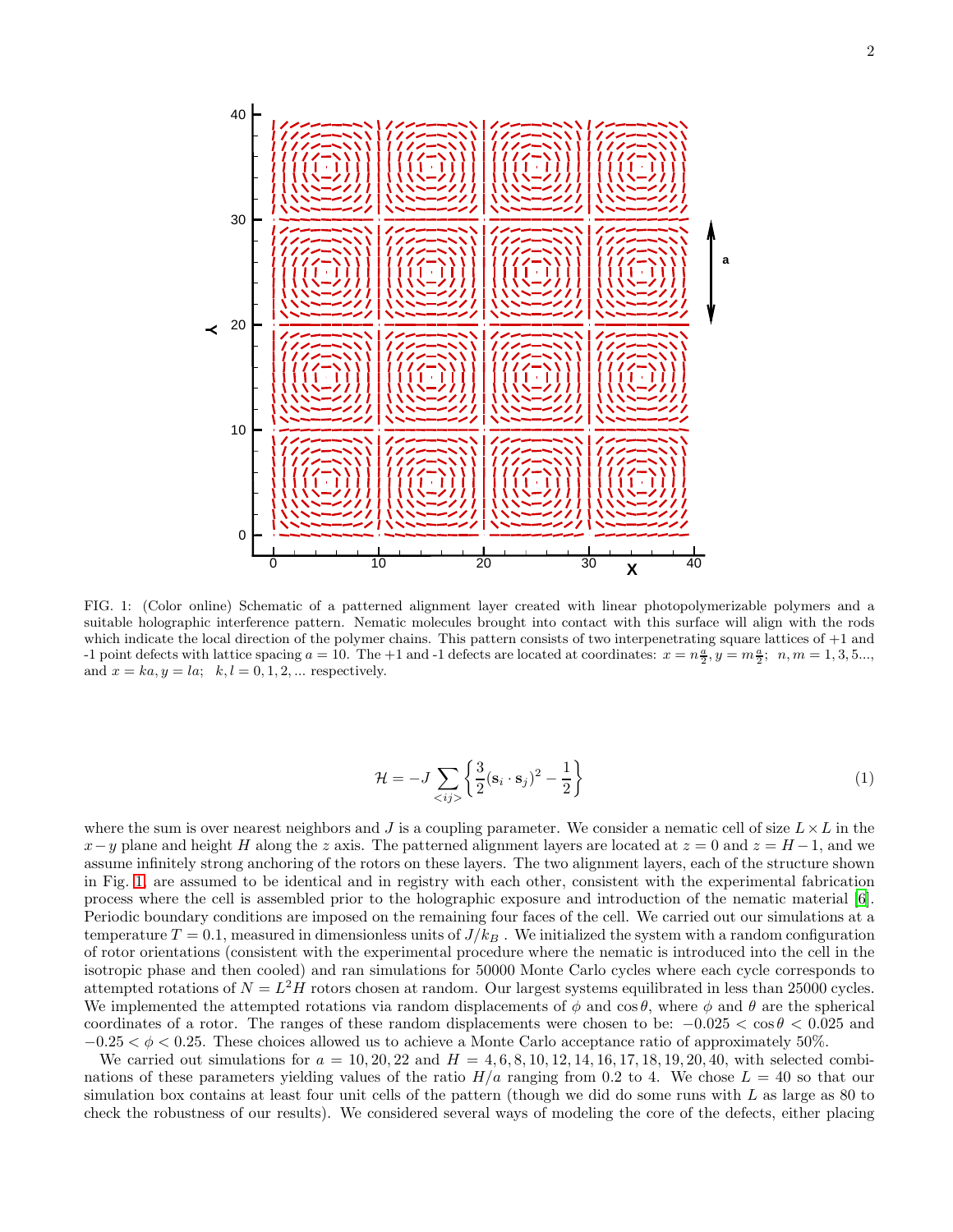FIG. 1: (Color online) Schematic of a patterned alignment layer created with linear photopolymerizable polymers and a suitable holographic interference pattern. Nematic molecules brought into contact with this surface will align with the rods which indicate the local direction of the polymer chains. This pattern consists of two interpenetrating square lattices of +1 and -1 point defects with lattice spacing $a = 10$. The +1 and -1 defects are located at coordinates: $x = n\frac{a}{2}, y = m\frac{a}{2};\ \ n, m = 1, 3, 5...,$ and $x = ka, y = la;\ \ k, l = 0, 1, 2, ...$ respectively.

$$\mathcal{H} = -J \sum_{<ij>} \left\{ \frac{3}{2}(\mathbf{s}_i \cdot \mathbf{s}_j)^2 - \frac{1}{2} \right\} \tag{1}$$

where the sum is over nearest neighbors and $J$ is a coupling parameter. We consider a nematic cell of size $L \times L$ in the $x-y$ plane and height $H$ along the $z$ axis. The patterned alignment layers are located at $z = 0$ and $z = H - 1$, and we assume infinitely strong anchoring of the rotors on these layers. The two alignment layers, each of the structure shown in Fig. 1, are assumed to be identical and in registry with each other, consistent with the experimental fabrication process where the cell is assembled prior to the holographic exposure and introduction of the nematic material [6]. Periodic boundary conditions are imposed on the remaining four faces of the cell. We carried out our simulations at a temperature $T = 0.1$, measured in dimensionless units of $J/k_B$. We initialized the system with a random configuration of rotor orientations (consistent with the experimental procedure where the nematic is introduced into the cell in the isotropic phase and then cooled) and ran simulations for 50000 Monte Carlo cycles where each cycle corresponds to attempted rotations of $N = L^2 H$ rotors chosen at random. Our largest systems equilibrated in less than 25000 cycles. We implemented the attempted rotations via random displacements of $\phi$ and $\cos\theta$, where $\phi$ and $\theta$ are the spherical coordinates of a rotor. The ranges of these random displacements were chosen to be: $-0.025 < \cos\theta < 0.025$ and $-0.25 < \phi < 0.25$. These choices allowed us to achieve a Monte Carlo acceptance ratio of approximately 50%.

We carried out simulations for $a = 10, 20, 22$ and $H = 4, 6, 8, 10, 12, 14, 16, 17, 18, 19, 20, 40$, with selected combinations of these parameters yielding values of the ratio $H/a$ ranging from 0.2 to 4. We chose $L = 40$ so that our simulation box contains at least four unit cells of the pattern (though we did do some runs with $L$ as large as 80 to check the robustness of our results). We considered several ways of modeling the core of the defects, either placing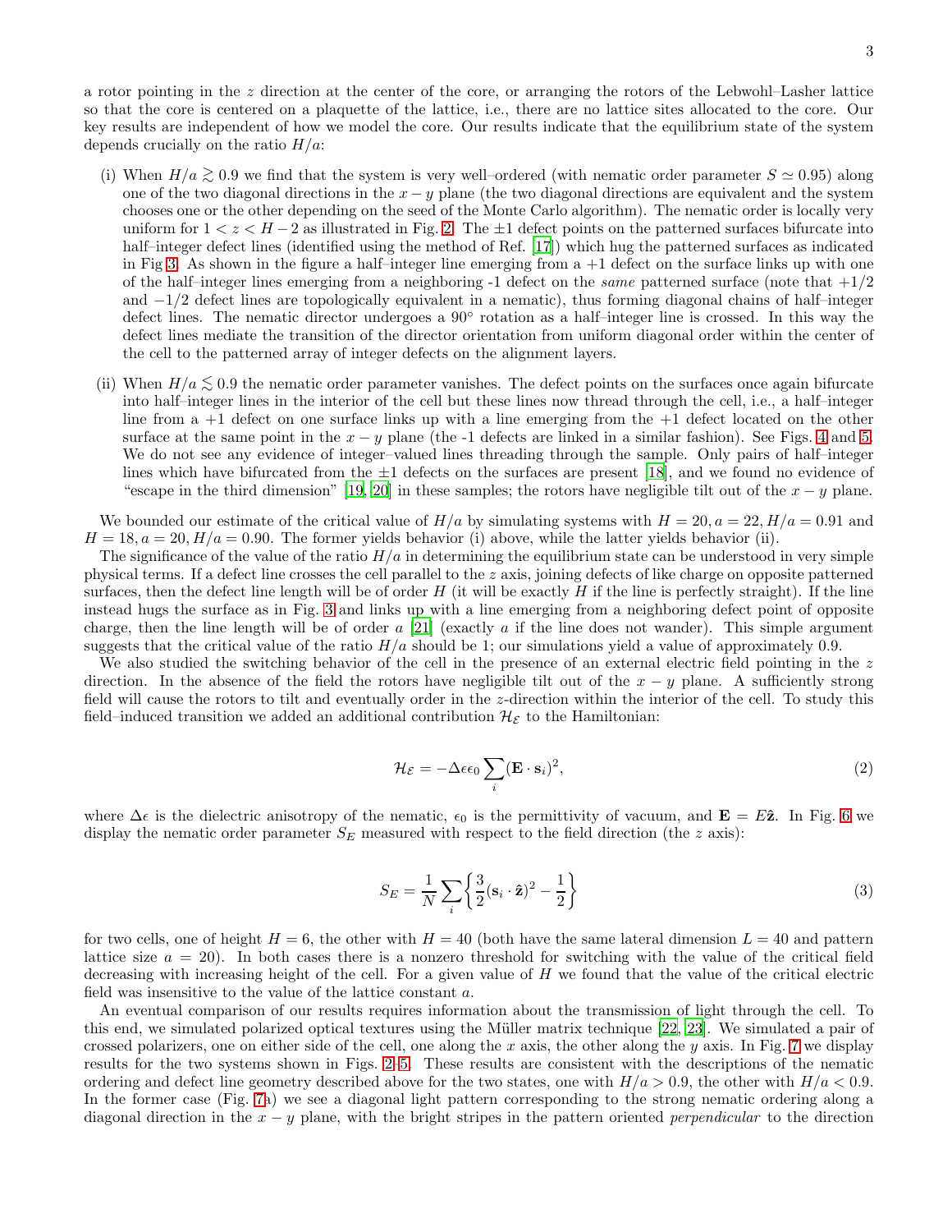a rotor pointing in the $z$ direction at the center of the core, or arranging the rotors of the Lebwohl–Lasher lattice so that the core is centered on a plaquette of the lattice, i.e., there are no lattice sites allocated to the core. Our key results are independent of how we model the core. Our results indicate that the equilibrium state of the system depends crucially on the ratio $H/a$:

(i) When $H/a \gtrsim 0.9$ we find that the system is very well–ordered (with nematic order parameter $S \simeq 0.95$) along one of the two diagonal directions in the $x-y$ plane (the two diagonal directions are equivalent and the system chooses one or the other depending on the seed of the Monte Carlo algorithm). The nematic order is locally very uniform for $1 < z < H - 2$ as illustrated in Fig. 2. The $\pm 1$ defect points on the patterned surfaces bifurcate into half–integer defect lines (identified using the method of Ref. [17]) which hug the patterned surfaces as indicated in Fig 3. As shown in the figure a half–integer line emerging from a +1 defect on the surface links up with one of the half–integer lines emerging from a neighboring -1 defect on the *same* patterned surface (note that $+1/2$ and $-1/2$ defect lines are topologically equivalent in a nematic), thus forming diagonal chains of half–integer defect lines. The nematic director undergoes a 90° rotation as a half–integer line is crossed. In this way the defect lines mediate the transition of the director orientation from uniform diagonal order within the center of the cell to the patterned array of integer defects on the alignment layers.

(ii) When $H/a \lesssim 0.9$ the nematic order parameter vanishes. The defect points on the surfaces once again bifurcate into half–integer lines in the interior of the cell but these lines now thread through the cell, i.e., a half–integer line from a +1 defect on one surface links up with a line emerging from the +1 defect located on the other surface at the same point in the $x-y$ plane (the -1 defects are linked in a similar fashion). See Figs. 4 and 5. We do not see any evidence of integer–valued lines threading through the sample. Only pairs of half–integer lines which have bifurcated from the $\pm 1$ defects on the surfaces are present [18], and we found no evidence of "escape in the third dimension" [19, 20] in these samples; the rotors have negligible tilt out of the $x-y$ plane.

We bounded our estimate of the critical value of $H/a$ by simulating systems with $H = 20, a = 22, H/a = 0.91$ and $H = 18, a = 20, H/a = 0.90$. The former yields behavior (i) above, while the latter yields behavior (ii).

The significance of the value of the ratio $H/a$ in determining the equilibrium state can be understood in very simple physical terms. If a defect line crosses the cell parallel to the $z$ axis, joining defects of like charge on opposite patterned surfaces, then the defect line length will be of order $H$ (it will be exactly $H$ if the line is perfectly straight). If the line instead hugs the surface as in Fig. 3 and links up with a line emerging from a neighboring defect point of opposite charge, then the line length will be of order $a$ [21] (exactly $a$ if the line does not wander). This simple argument suggests that the critical value of the ratio $H/a$ should be 1; our simulations yield a value of approximately 0.9.

We also studied the switching behavior of the cell in the presence of an external electric field pointing in the $z$ direction. In the absence of the field the rotors have negligible tilt out of the $x-y$ plane. A sufficiently strong field will cause the rotors to tilt and eventually order in the $z$-direction within the interior of the cell. To study this field–induced transition we added an additional contribution $\mathcal{H}_{\mathcal{E}}$ to the Hamiltonian:

$$\mathcal{H}_{\mathcal{E}} = -\Delta\epsilon\epsilon_0 \sum_i (\mathbf{E} \cdot \mathbf{s}_i)^2, \tag{2}$$

where $\Delta\epsilon$ is the dielectric anisotropy of the nematic, $\epsilon_0$ is the permittivity of vacuum, and $\mathbf{E} = E\hat{\mathbf{z}}$. In Fig. 6 we display the nematic order parameter $S_E$ measured with respect to the field direction (the $z$ axis):

$$S_E = \frac{1}{N} \sum_i \left\{ \frac{3}{2} (\mathbf{s}_i \cdot \hat{\mathbf{z}})^2 - \frac{1}{2} \right\} \tag{3}$$

for two cells, one of height $H = 6$, the other with $H = 40$ (both have the same lateral dimension $L = 40$ and pattern lattice size $a = 20$). In both cases there is a nonzero threshold for switching with the value of the critical field decreasing with increasing height of the cell. For a given value of $H$ we found that the value of the critical electric field was insensitive to the value of the lattice constant $a$.

An eventual comparison of our results requires information about the transmission of light through the cell. To this end, we simulated polarized optical textures using the Müller matrix technique [22, 23]. We simulated a pair of crossed polarizers, one on either side of the cell, one along the $x$ axis, the other along the $y$ axis. In Fig. 7 we display results for the two systems shown in Figs. 2–5. These results are consistent with the descriptions of the nematic ordering and defect line geometry described above for the two states, one with $H/a > 0.9$, the other with $H/a < 0.9$. In the former case (Fig. 7a) we see a diagonal light pattern corresponding to the strong nematic ordering along a diagonal direction in the $x-y$ plane, with the bright stripes in the pattern oriented *perpendicular* to the direction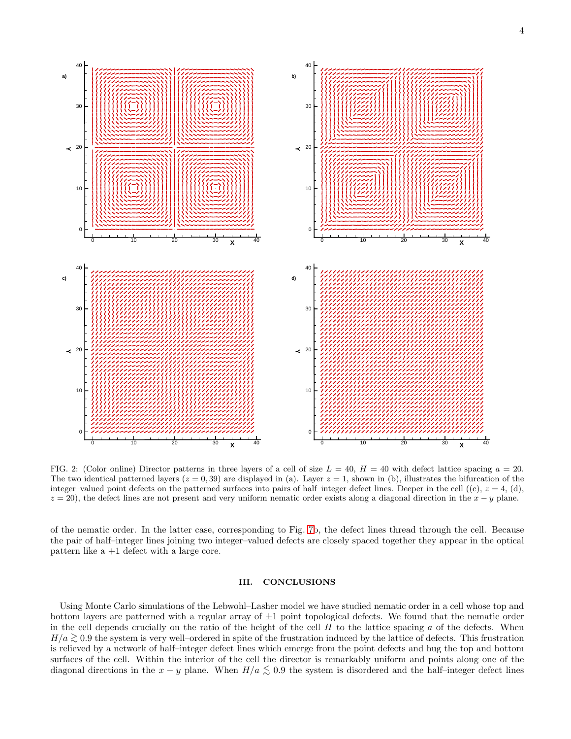FIG. 2: (Color online) Director patterns in three layers of a cell of size $L = 40$, $H = 40$ with defect lattice spacing $a = 20$. The two identical patterned layers ($z = 0, 39$) are displayed in (a). Layer $z = 1$, shown in (b), illustrates the bifurcation of the integer–valued point defects on the patterned surfaces into pairs of half–integer defect lines. Deeper in the cell ((c), $z = 4$, (d), $z = 20$), the defect lines are not present and very uniform nematic order exists along a diagonal direction in the $x - y$ plane.

of the nematic order. In the latter case, corresponding to Fig. 7b, the defect lines thread through the cell. Because the pair of half–integer lines joining two integer–valued defects are closely spaced together they appear in the optical pattern like a +1 defect with a large core.

## III. CONCLUSIONS

Using Monte Carlo simulations of the Lebwohl–Lasher model we have studied nematic order in a cell whose top and bottom layers are patterned with a regular array of ±1 point topological defects. We found that the nematic order in the cell depends crucially on the ratio of the height of the cell $H$ to the lattice spacing $a$ of the defects. When $H/a \gtrsim 0.9$ the system is very well–ordered in spite of the frustration induced by the lattice of defects. This frustration is relieved by a network of half–integer defect lines which emerge from the point defects and hug the top and bottom surfaces of the cell. Within the interior of the cell the director is remarkably uniform and points along one of the diagonal directions in the $x - y$ plane. When $H/a \lesssim 0.9$ the system is disordered and the half–integer defect lines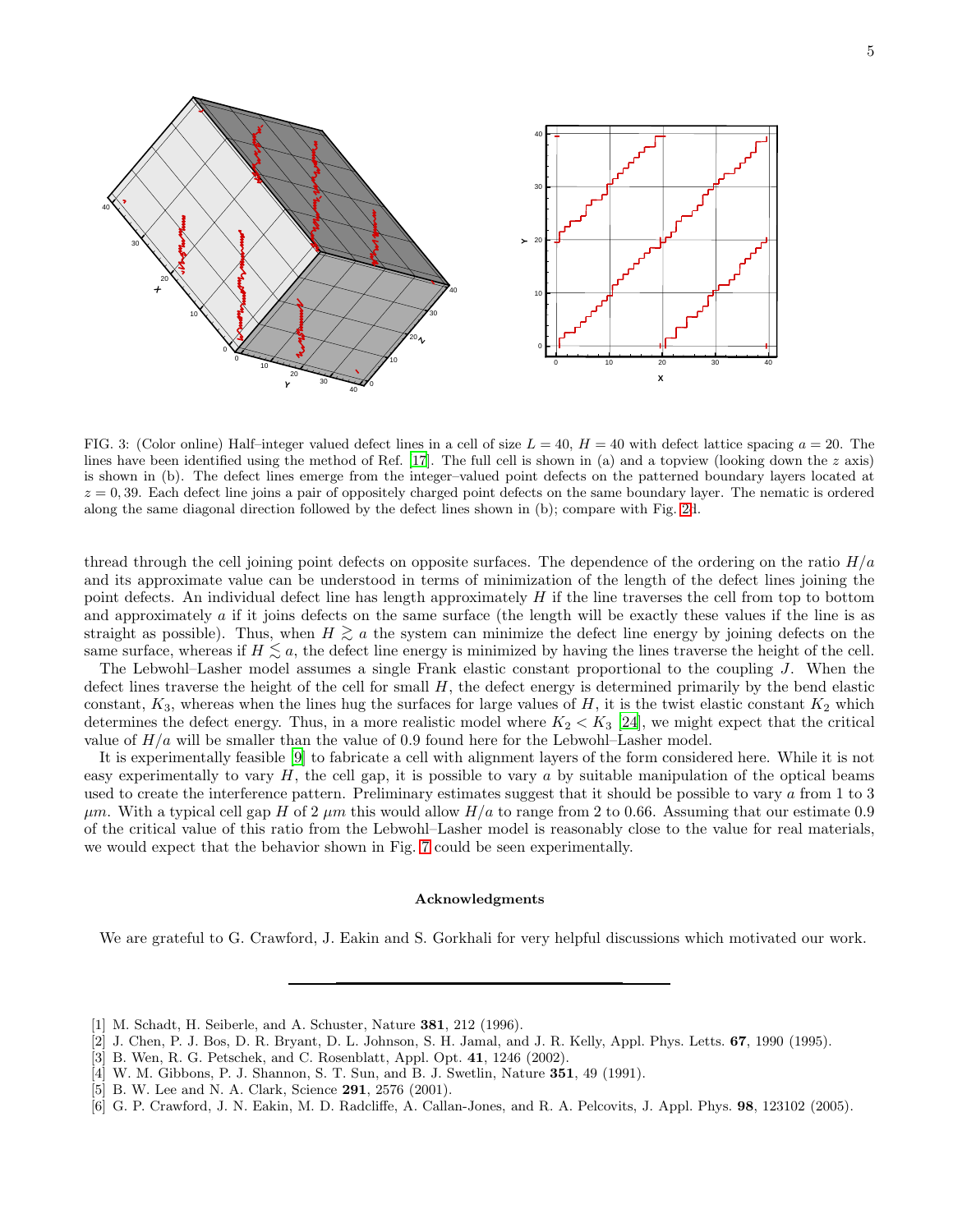FIG. 3: (Color online) Half–integer valued defect lines in a cell of size $L = 40$, $H = 40$ with defect lattice spacing $a = 20$. The lines have been identified using the method of Ref. [17]. The full cell is shown in (a) and a topview (looking down the $z$ axis) is shown in (b). The defect lines emerge from the integer–valued point defects on the patterned boundary layers located at $z = 0, 39$. Each defect line joins a pair of oppositely charged point defects on the same boundary layer. The nematic is ordered along the same diagonal direction followed by the defect lines shown in (b); compare with Fig. 2d.

thread through the cell joining point defects on opposite surfaces. The dependence of the ordering on the ratio $H/a$ and its approximate value can be understood in terms of minimization of the length of the defect lines joining the point defects. An individual defect line has length approximately $H$ if the line traverses the cell from top to bottom and approximately $a$ if it joins defects on the same surface (the length will be exactly these values if the line is as straight as possible). Thus, when $H \gtrsim a$ the system can minimize the defect line energy by joining defects on the same surface, whereas if $H \lesssim a$, the defect line energy is minimized by having the lines traverse the height of the cell.

The Lebwohl–Lasher model assumes a single Frank elastic constant proportional to the coupling $J$. When the defect lines traverse the height of the cell for small $H$, the defect energy is determined primarily by the bend elastic constant, $K_3$, whereas when the lines hug the surfaces for large values of $H$, it is the twist elastic constant $K_2$ which determines the defect energy. Thus, in a more realistic model where $K_2 < K_3$ [24], we might expect that the critical value of $H/a$ will be smaller than the value of 0.9 found here for the Lebwohl–Lasher model.

It is experimentally feasible [9] to fabricate a cell with alignment layers of the form considered here. While it is not easy experimentally to vary $H$, the cell gap, it is possible to vary $a$ by suitable manipulation of the optical beams used to create the interference pattern. Preliminary estimates suggest that it should be possible to vary $a$ from 1 to 3 $\mu m$. With a typical cell gap $H$ of 2 $\mu m$ this would allow $H/a$ to range from 2 to 0.66. Assuming that our estimate 0.9 of the critical value of this ratio from the Lebwohl–Lasher model is reasonably close to the value for real materials, we would expect that the behavior shown in Fig. 7 could be seen experimentally.

## Acknowledgments

We are grateful to G. Crawford, J. Eakin and S. Gorkhali for very helpful discussions which motivated our work.

---

[1] M. Schadt, H. Seiberle, and A. Schuster, Nature **381**, 212 (1996).
[2] J. Chen, P. J. Bos, D. R. Bryant, D. L. Johnson, S. H. Jamal, and J. R. Kelly, Appl. Phys. Letts. **67**, 1990 (1995).
[3] B. Wen, R. G. Petschek, and C. Rosenblatt, Appl. Opt. **41**, 1246 (2002).
[4] W. M. Gibbons, P. J. Shannon, S. T. Sun, and B. J. Swetlin, Nature **351**, 49 (1991).
[5] B. W. Lee and N. A. Clark, Science **291**, 2576 (2001).
[6] G. P. Crawford, J. N. Eakin, M. D. Radcliffe, A. Callan-Jones, and R. A. Pelcovits, J. Appl. Phys. **98**, 123102 (2005).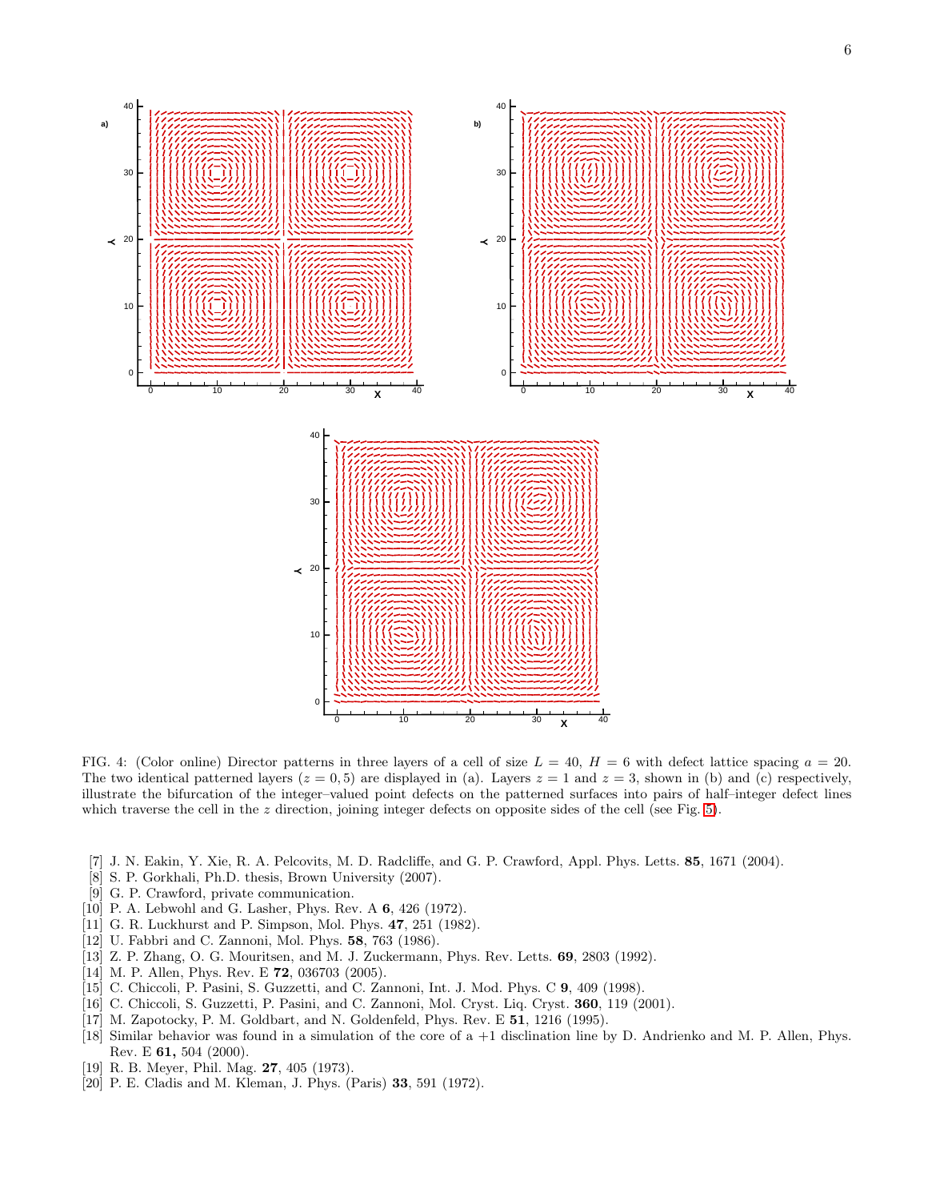FIG. 4: (Color online) Director patterns in three layers of a cell of size $L = 40$, $H = 6$ with defect lattice spacing $a = 20$. The two identical patterned layers ($z = 0, 5$) are displayed in (a). Layers $z = 1$ and $z = 3$, shown in (b) and (c) respectively, illustrate the bifurcation of the integer–valued point defects on the patterned surfaces into pairs of half–integer defect lines which traverse the cell in the $z$ direction, joining integer defects on opposite sides of the cell (see Fig. 5).

[7] J. N. Eakin, Y. Xie, R. A. Pelcovits, M. D. Radcliffe, and G. P. Crawford, Appl. Phys. Letts. **85**, 1671 (2004).
[8] S. P. Gorkhali, Ph.D. thesis, Brown University (2007).
[9] G. P. Crawford, private communication.
[10] P. A. Lebwohl and G. Lasher, Phys. Rev. A **6**, 426 (1972).
[11] G. R. Luckhurst and P. Simpson, Mol. Phys. **47**, 251 (1982).
[12] U. Fabbri and C. Zannoni, Mol. Phys. **58**, 763 (1986).
[13] Z. P. Zhang, O. G. Mouritsen, and M. J. Zuckermann, Phys. Rev. Letts. **69**, 2803 (1992).
[14] M. P. Allen, Phys. Rev. E **72**, 036703 (2005).
[15] C. Chiccoli, P. Pasini, S. Guzzetti, and C. Zannoni, Int. J. Mod. Phys. C **9**, 409 (1998).
[16] C. Chiccoli, S. Guzzetti, P. Pasini, and C. Zannoni, Mol. Cryst. Liq. Cryst. **360**, 119 (2001).
[17] M. Zapotocky, P. M. Goldbart, and N. Goldenfeld, Phys. Rev. E **51**, 1216 (1995).
[18] Similar behavior was found in a simulation of the core of a +1 disclination line by D. Andrienko and M. P. Allen, Phys. Rev. E **61,** 504 (2000).
[19] R. B. Meyer, Phil. Mag. **27**, 405 (1973).
[20] P. E. Cladis and M. Kleman, J. Phys. (Paris) **33**, 591 (1972).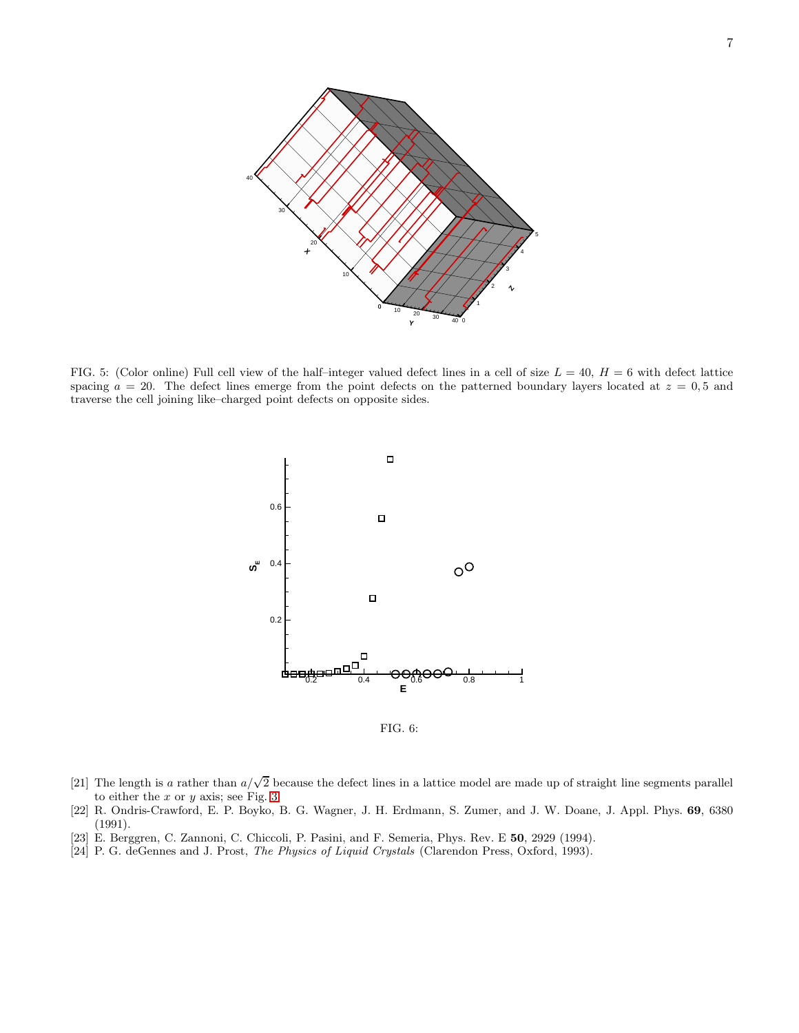FIG. 5: (Color online) Full cell view of the half–integer valued defect lines in a cell of size $L = 40$, $H = 6$ with defect lattice spacing $a = 20$. The defect lines emerge from the point defects on the patterned boundary layers located at $z = 0, 5$ and traverse the cell joining like–charged point defects on opposite sides.

FIG. 6:

[21] The length is $a$ rather than $a/\sqrt{2}$ because the defect lines in a lattice model are made up of straight line segments parallel to either the $x$ or $y$ axis; see Fig. 3.

[22] R. Ondris-Crawford, E. P. Boyko, B. G. Wagner, J. H. Erdmann, S. Zumer, and J. W. Doane, J. Appl. Phys. **69**, 6380 (1991).

[23] E. Berggren, C. Zannoni, C. Chiccoli, P. Pasini, and F. Semeria, Phys. Rev. E **50**, 2929 (1994).

[24] P. G. deGennes and J. Prost, *The Physics of Liquid Crystals* (Clarendon Press, Oxford, 1993).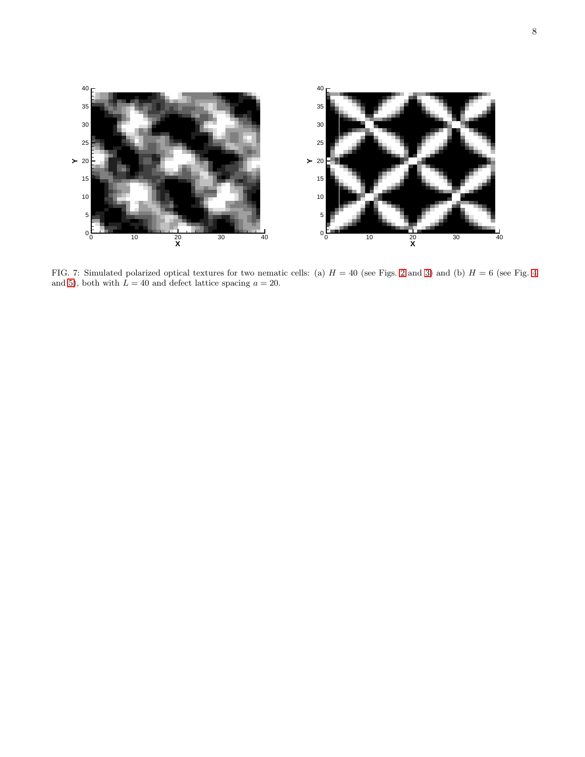40
35
30
25
Y 20
15
10
5
0
0 10 20 30 40
X

40
35
30
25
Y 20
15
10
5
0
0 10 20 30 40
X

FIG. 7: Simulated polarized optical textures for two nematic cells: (a) $H = 40$ (see Figs. 2 and 3) and (b) $H = 6$ (see Fig. 4 and 5), both with $L = 40$ and defect lattice spacing $a = 20$.